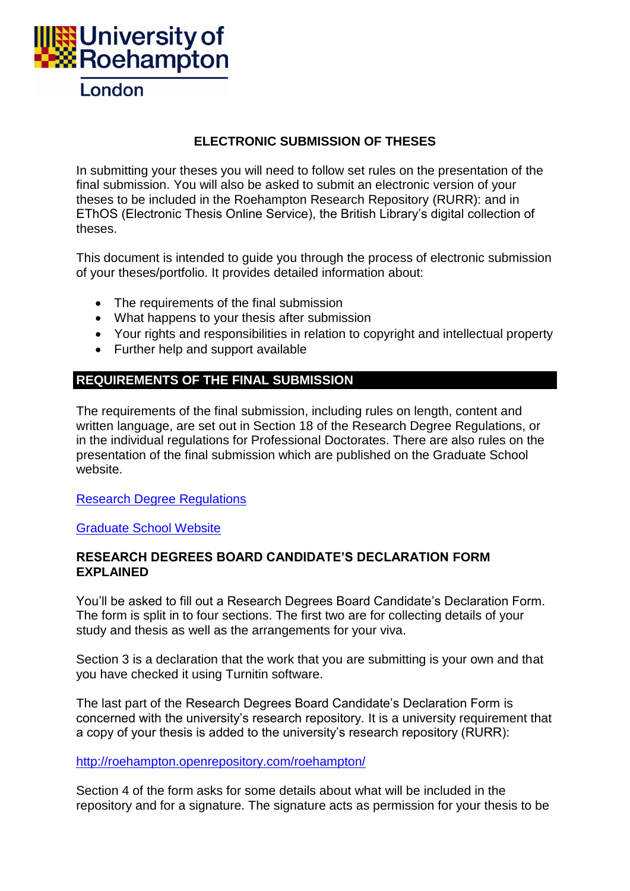University of Roehampton London

# ELECTRONIC SUBMISSION OF THESES

In submitting your theses you will need to follow set rules on the presentation of the final submission. You will also be asked to submit an electronic version of your theses to be included in the Roehampton Research Repository (RURR): and in EThOS (Electronic Thesis Online Service), the British Library's digital collection of theses.

This document is intended to guide you through the process of electronic submission of your theses/portfolio. It provides detailed information about:

- The requirements of the final submission
- What happens to your thesis after submission
- Your rights and responsibilities in relation to copyright and intellectual property
- Further help and support available

## REQUIREMENTS OF THE FINAL SUBMISSION

The requirements of the final submission, including rules on length, content and written language, are set out in Section 18 of the Research Degree Regulations, or in the individual regulations for Professional Doctorates. There are also rules on the presentation of the final submission which are published on the Graduate School website.

[Research Degree Regulations]

[Graduate School Website]

### RESEARCH DEGREES BOARD CANDIDATE'S DECLARATION FORM EXPLAINED

You'll be asked to fill out a Research Degrees Board Candidate's Declaration Form. The form is split in to four sections. The first two are for collecting details of your study and thesis as well as the arrangements for your viva.

Section 3 is a declaration that the work that you are submitting is your own and that you have checked it using Turnitin software.

The last part of the Research Degrees Board Candidate's Declaration Form is concerned with the university's research repository. It is a university requirement that a copy of your thesis is added to the university's research repository (RURR):

http://roehampton.openrepository.com/roehampton/

Section 4 of the form asks for some details about what will be included in the repository and for a signature. The signature acts as permission for your thesis to be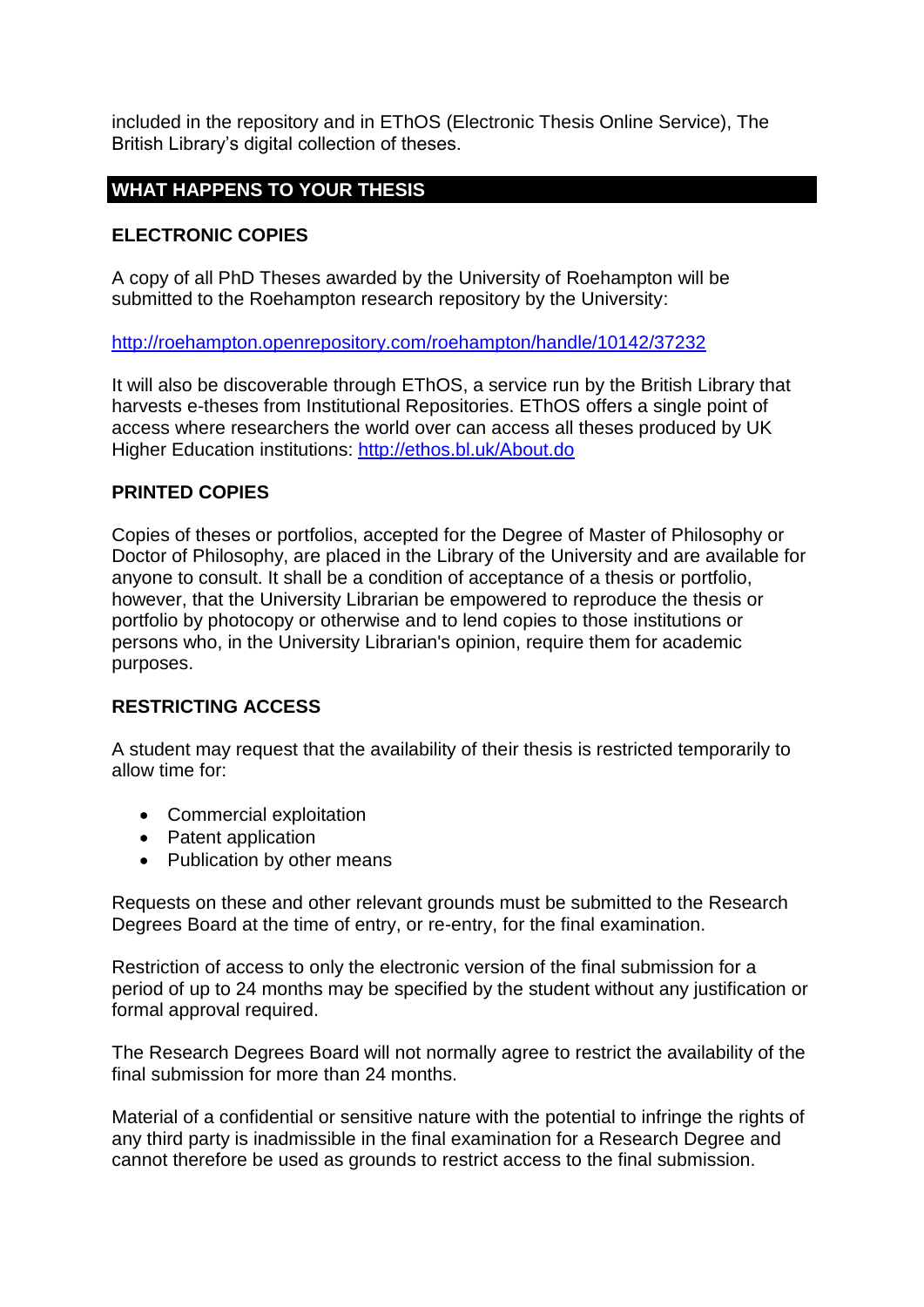included in the repository and in EThOS (Electronic Thesis Online Service), The British Library's digital collection of theses.

## WHAT HAPPENS TO YOUR THESIS

### ELECTRONIC COPIES

A copy of all PhD Theses awarded by the University of Roehampton will be submitted to the Roehampton research repository by the University:

[http://roehampton.openrepository.com/roehampton/handle/10142/37232](http://roehampton.openrepository.com/roehampton/handle/10142/37232)

It will also be discoverable through EThOS, a service run by the British Library that harvests e-theses from Institutional Repositories. EThOS offers a single point of access where researchers the world over can access all theses produced by UK Higher Education institutions: [http://ethos.bl.uk/About.do](http://ethos.bl.uk/About.do)

### PRINTED COPIES

Copies of theses or portfolios, accepted for the Degree of Master of Philosophy or Doctor of Philosophy, are placed in the Library of the University and are available for anyone to consult. It shall be a condition of acceptance of a thesis or portfolio, however, that the University Librarian be empowered to reproduce the thesis or portfolio by photocopy or otherwise and to lend copies to those institutions or persons who, in the University Librarian's opinion, require them for academic purposes.

### RESTRICTING ACCESS

A student may request that the availability of their thesis is restricted temporarily to allow time for:

- Commercial exploitation
- Patent application
- Publication by other means

Requests on these and other relevant grounds must be submitted to the Research Degrees Board at the time of entry, or re-entry, for the final examination.

Restriction of access to only the electronic version of the final submission for a period of up to 24 months may be specified by the student without any justification or formal approval required.

The Research Degrees Board will not normally agree to restrict the availability of the final submission for more than 24 months.

Material of a confidential or sensitive nature with the potential to infringe the rights of any third party is inadmissible in the final examination for a Research Degree and cannot therefore be used as grounds to restrict access to the final submission.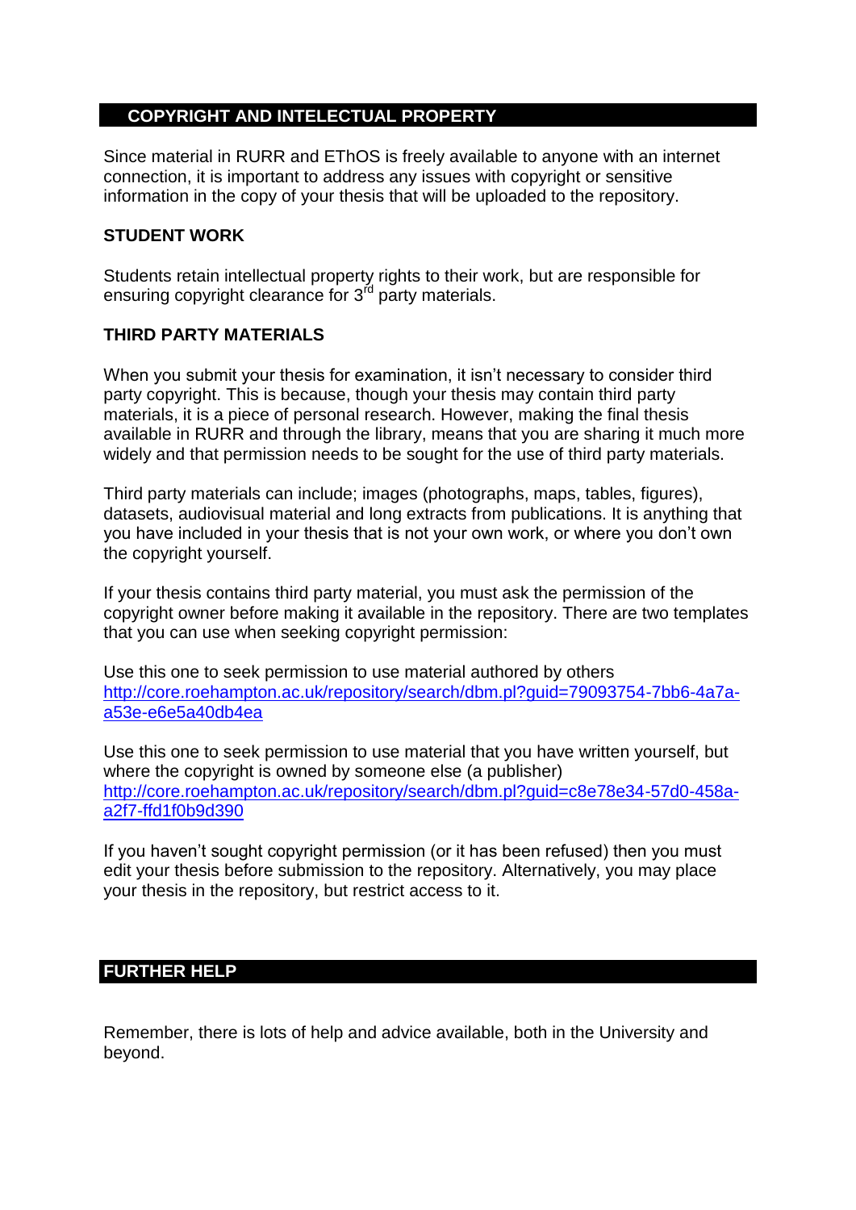## COPYRIGHT AND INTELECTUAL PROPERTY

Since material in RURR and EThOS is freely available to anyone with an internet connection, it is important to address any issues with copyright or sensitive information in the copy of your thesis that will be uploaded to the repository.

### STUDENT WORK

Students retain intellectual property rights to their work, but are responsible for ensuring copyright clearance for 3rd party materials.

### THIRD PARTY MATERIALS

When you submit your thesis for examination, it isn't necessary to consider third party copyright. This is because, though your thesis may contain third party materials, it is a piece of personal research. However, making the final thesis available in RURR and through the library, means that you are sharing it much more widely and that permission needs to be sought for the use of third party materials.

Third party materials can include; images (photographs, maps, tables, figures), datasets, audiovisual material and long extracts from publications. It is anything that you have included in your thesis that is not your own work, or where you don't own the copyright yourself.

If your thesis contains third party material, you must ask the permission of the copyright owner before making it available in the repository. There are two templates that you can use when seeking copyright permission:

Use this one to seek permission to use material authored by others
http://core.roehampton.ac.uk/repository/search/dbm.pl?guid=79093754-7bb6-4a7a-a53e-e6e5a40db4ea

Use this one to seek permission to use material that you have written yourself, but where the copyright is owned by someone else (a publisher)
http://core.roehampton.ac.uk/repository/search/dbm.pl?guid=c8e78e34-57d0-458a-a2f7-ffd1f0b9d390

If you haven't sought copyright permission (or it has been refused) then you must edit your thesis before submission to the repository. Alternatively, you may place your thesis in the repository, but restrict access to it.

## FURTHER HELP

Remember, there is lots of help and advice available, both in the University and beyond.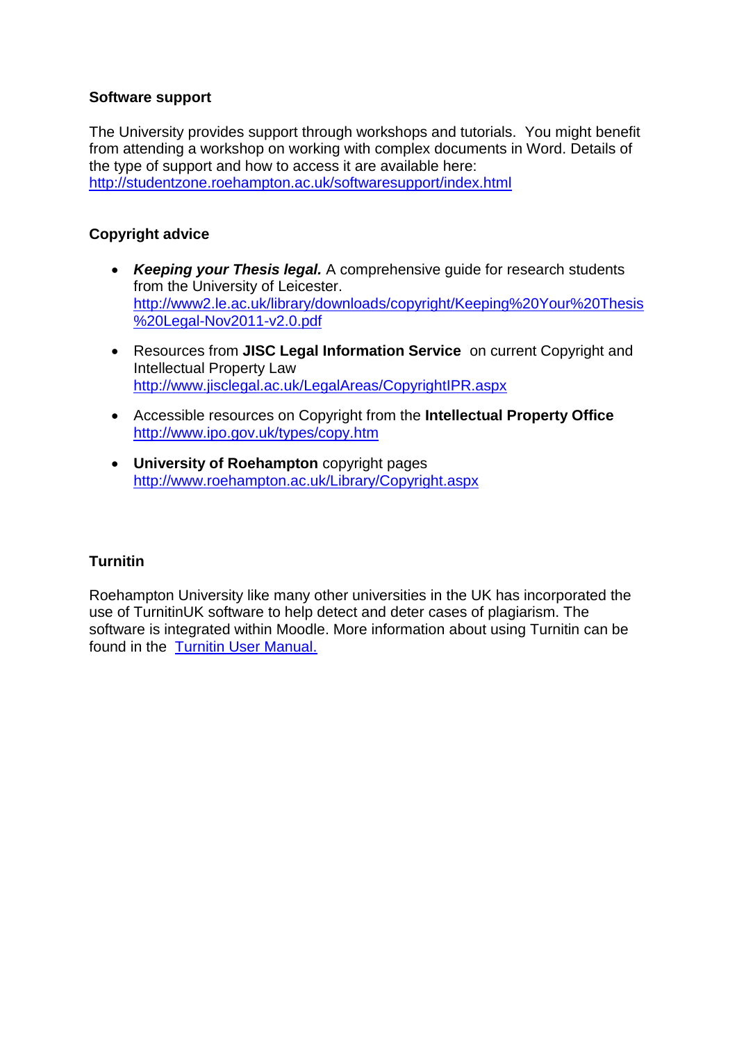**Software support**

The University provides support through workshops and tutorials. You might benefit from attending a workshop on working with complex documents in Word. Details of the type of support and how to access it are available here:
http://studentzone.roehampton.ac.uk/softwaresupport/index.html

**Copyright advice**

- ***Keeping your Thesis legal.*** A comprehensive guide for research students from the University of Leicester. http://www2.le.ac.uk/library/downloads/copyright/Keeping%20Your%20Thesis%20Legal-Nov2011-v2.0.pdf
- Resources from **JISC Legal Information Service** on current Copyright and Intellectual Property Law http://www.jisclegal.ac.uk/LegalAreas/CopyrightIPR.aspx
- Accessible resources on Copyright from the **Intellectual Property Office** http://www.ipo.gov.uk/types/copy.htm
- **University of Roehampton** copyright pages http://www.roehampton.ac.uk/Library/Copyright.aspx

**Turnitin**

Roehampton University like many other universities in the UK has incorporated the use of TurnitinUK software to help detect and deter cases of plagiarism. The software is integrated within Moodle. More information about using Turnitin can be found in the Turnitin User Manual.